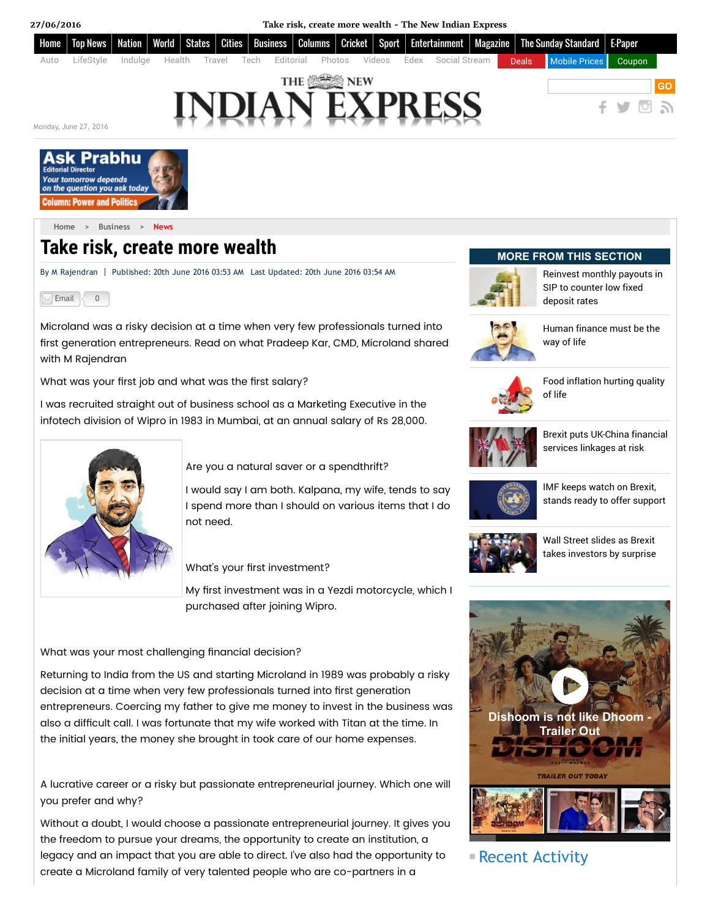# Take risk, create more wealth

By M Rajendran | Published: 20th June 2016 03:53 AM Last Updated: 20th June 2016 03:54 AM

Microland was a risky decision at a time when very few professionals turned into first generation entrepreneurs. Read on what Pradeep Kar, CMD, Microland shared with M Rajendran

What was your first job and what was the first salary?

I was recruited straight out of business school as a Marketing Executive in the infotech division of Wipro in 1983 in Mumbai, at an annual salary of Rs 28,000.

Are you a natural saver or a spendthrift?

I would say I am both. Kalpana, my wife, tends to say I spend more than I should on various items that I do not need.

What's your first investment?

My first investment was in a Yezdi motorcycle, which I purchased after joining Wipro.

What was your most challenging financial decision?

Returning to India from the US and starting Microland in 1989 was probably a risky decision at a time when very few professionals turned into first generation entrepreneurs. Coercing my father to give me money to invest in the business was also a difficult call. I was fortunate that my wife worked with Titan at the time. In the initial years, the money she brought in took care of our home expenses.

A lucrative career or a risky but passionate entrepreneurial journey. Which one will you prefer and why?

Without a doubt, I would choose a passionate entrepreneurial journey. It gives you the freedom to pursue your dreams, the opportunity to create an institution, a legacy and an impact that you are able to direct. I've also had the opportunity to create a Microland family of very talented people who are co-partners in a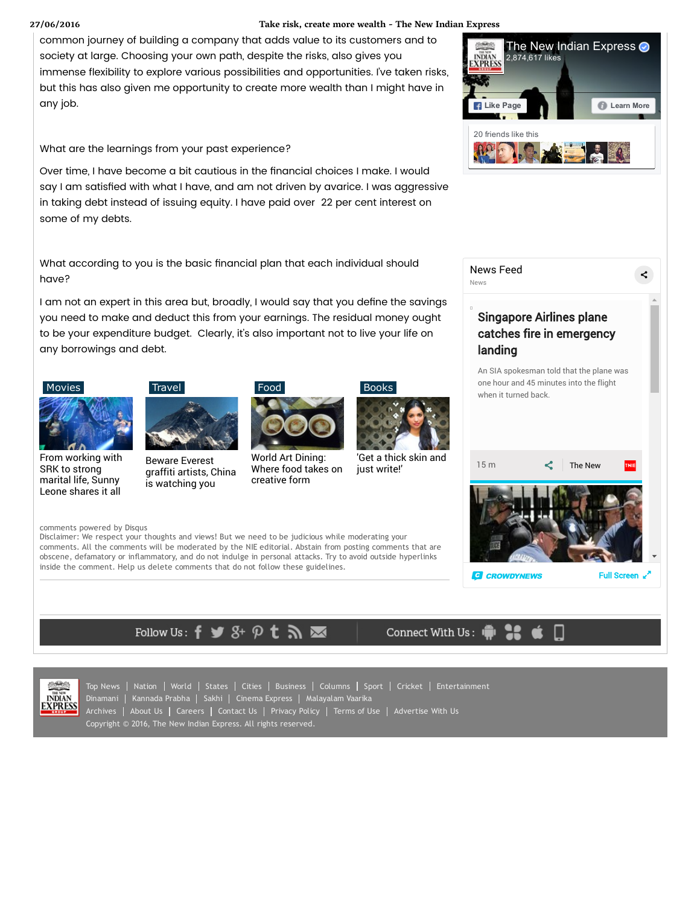common journey of building a company that adds value to its customers and to society at large. Choosing your own path, despite the risks, also gives you immense flexibility to explore various possibilities and opportunities. I've taken risks, but this has also given me opportunity to create more wealth than I might have in any job.

What are the learnings from your past experience?

Over time, I have become a bit cautious in the financial choices I make. I would say I am satisfied with what I have, and am not driven by avarice. I was aggressive in taking debt instead of issuing equity. I have paid over 22 per cent interest on some of my debts.

What according to you is the basic financial plan that each individual should have?

I am not an expert in this area but, broadly, I would say that you define the savings you need to make and deduct this from your earnings. The residual money ought to be your expenditure budget. Clearly, it's also important not to live your life on any borrowings and debt.

Movies
From working with SRK to strong marital life, Sunny Leone shares it all

Travel
Beware Everest graffiti artists, China is watching you

Food
World Art Dining: Where food takes on creative form

Books
'Get a thick skin and just write!'

comments powered by Disqus

Disclaimer: We respect your thoughts and views! But we need to be judicious while moderating your comments. All the comments will be moderated by the NIE editorial. Abstain from posting comments that are obscene, defamatory or inflammatory, and do not indulge in personal attacks. Try to avoid outside hyperlinks inside the comment. Help us delete comments that do not follow these guidelines.

The New Indian Express
2,874,617 likes
Like Page
Learn More
20 friends like this

News Feed
News

Singapore Airlines plane catches fire in emergency landing

An SIA spokesman told that the plane was one hour and 45 minutes into the flight when it turned back.

15 m The New

CROWDYNEWS Full Screen

Follow Us : Connect With Us :

Top News | Nation | World | States | Cities | Business | Columns | Sport | Cricket | Entertainment
Dinamani | Kannada Prabha | Sakhi | Cinema Express | Malayalam Vaarika
Archives | About Us | Careers | Contact Us | Privacy Policy | Terms of Use | Advertise With Us
Copyright © 2016, The New Indian Express. All rights reserved.